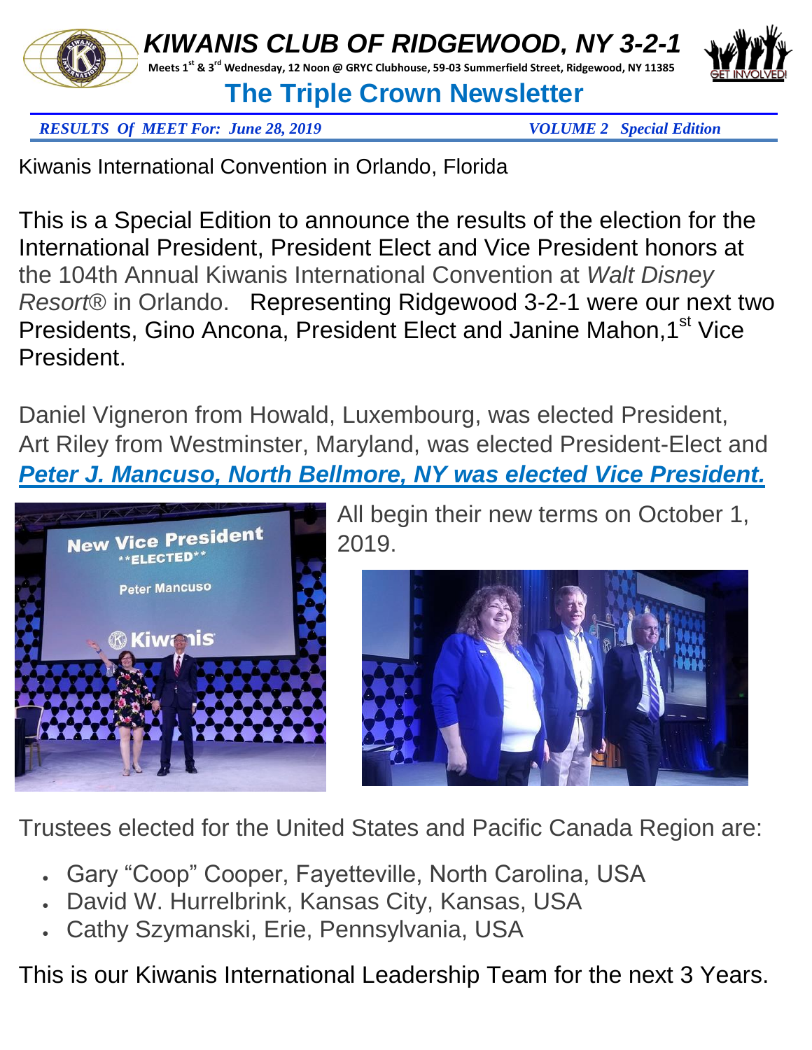# KIWANIS CLUB OF RIDGEWOOD, NY 3-2-1

**Meets 1st & 3rd Wednesday, 12 Noon @ GRYC Clubhouse, 59-03 Summerfield Street, Ridgewood, NY 11385**

## The Triple Crown Newsletter

***RESULTS Of MEET For: June 28, 2019*** ***VOLUME 2 Special Edition***

Kiwanis International Convention in Orlando, Florida

This is a Special Edition to announce the results of the election for the International President, President Elect and Vice President honors at the 104th Annual Kiwanis International Convention at *Walt Disney Resort®* in Orlando. Representing Ridgewood 3-2-1 were our next two Presidents, Gino Ancona, President Elect and Janine Mahon, 1st Vice President.

Daniel Vigneron from Howald, Luxembourg, was elected President, Art Riley from Westminster, Maryland, was elected President-Elect and ***Peter J. Mancuso, North Bellmore, NY was elected Vice President.***

All begin their new terms on October 1, 2019.

Trustees elected for the United States and Pacific Canada Region are:

- Gary "Coop" Cooper, Fayetteville, North Carolina, USA
- David W. Hurrelbrink, Kansas City, Kansas, USA
- Cathy Szymanski, Erie, Pennsylvania, USA

This is our Kiwanis International Leadership Team for the next 3 Years.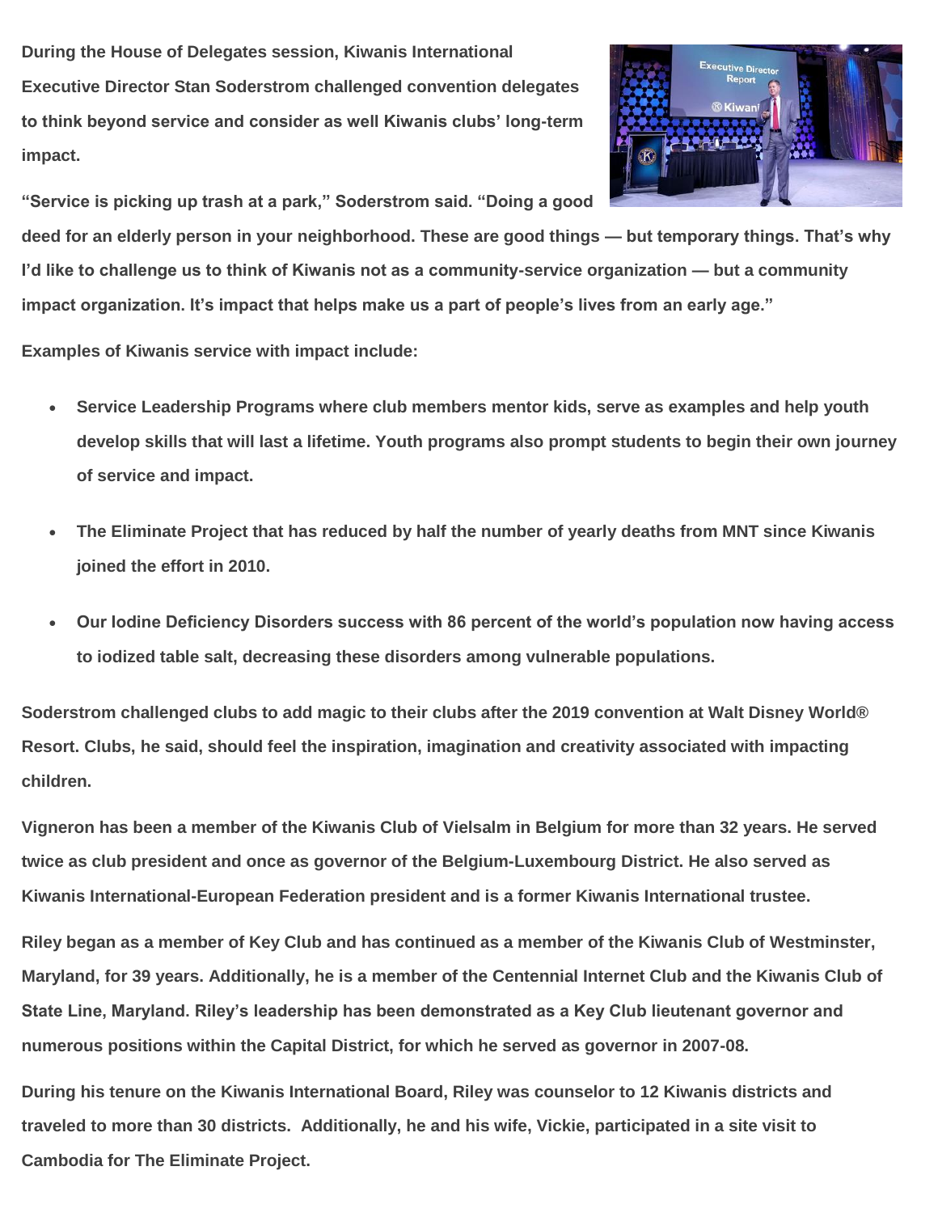**During the House of Delegates session, Kiwanis International Executive Director Stan Soderstrom challenged convention delegates to think beyond service and consider as well Kiwanis clubs' long-term impact.**

**"Service is picking up trash at a park," Soderstrom said. "Doing a good deed for an elderly person in your neighborhood. These are good things — but temporary things. That's why I'd like to challenge us to think of Kiwanis not as a community-service organization — but a community impact organization. It's impact that helps make us a part of people's lives from an early age."**

**Examples of Kiwanis service with impact include:**

- **Service Leadership Programs where club members mentor kids, serve as examples and help youth develop skills that will last a lifetime. Youth programs also prompt students to begin their own journey of service and impact.**
- **The Eliminate Project that has reduced by half the number of yearly deaths from MNT since Kiwanis joined the effort in 2010.**
- **Our Iodine Deficiency Disorders success with 86 percent of the world's population now having access to iodized table salt, decreasing these disorders among vulnerable populations.**

**Soderstrom challenged clubs to add magic to their clubs after the 2019 convention at Walt Disney World® Resort. Clubs, he said, should feel the inspiration, imagination and creativity associated with impacting children.**

**Vigneron has been a member of the Kiwanis Club of Vielsalm in Belgium for more than 32 years. He served twice as club president and once as governor of the Belgium-Luxembourg District. He also served as Kiwanis International-European Federation president and is a former Kiwanis International trustee.**

**Riley began as a member of Key Club and has continued as a member of the Kiwanis Club of Westminster, Maryland, for 39 years. Additionally, he is a member of the Centennial Internet Club and the Kiwanis Club of State Line, Maryland. Riley's leadership has been demonstrated as a Key Club lieutenant governor and numerous positions within the Capital District, for which he served as governor in 2007-08.**

**During his tenure on the Kiwanis International Board, Riley was counselor to 12 Kiwanis districts and traveled to more than 30 districts. Additionally, he and his wife, Vickie, participated in a site visit to Cambodia for The Eliminate Project.**